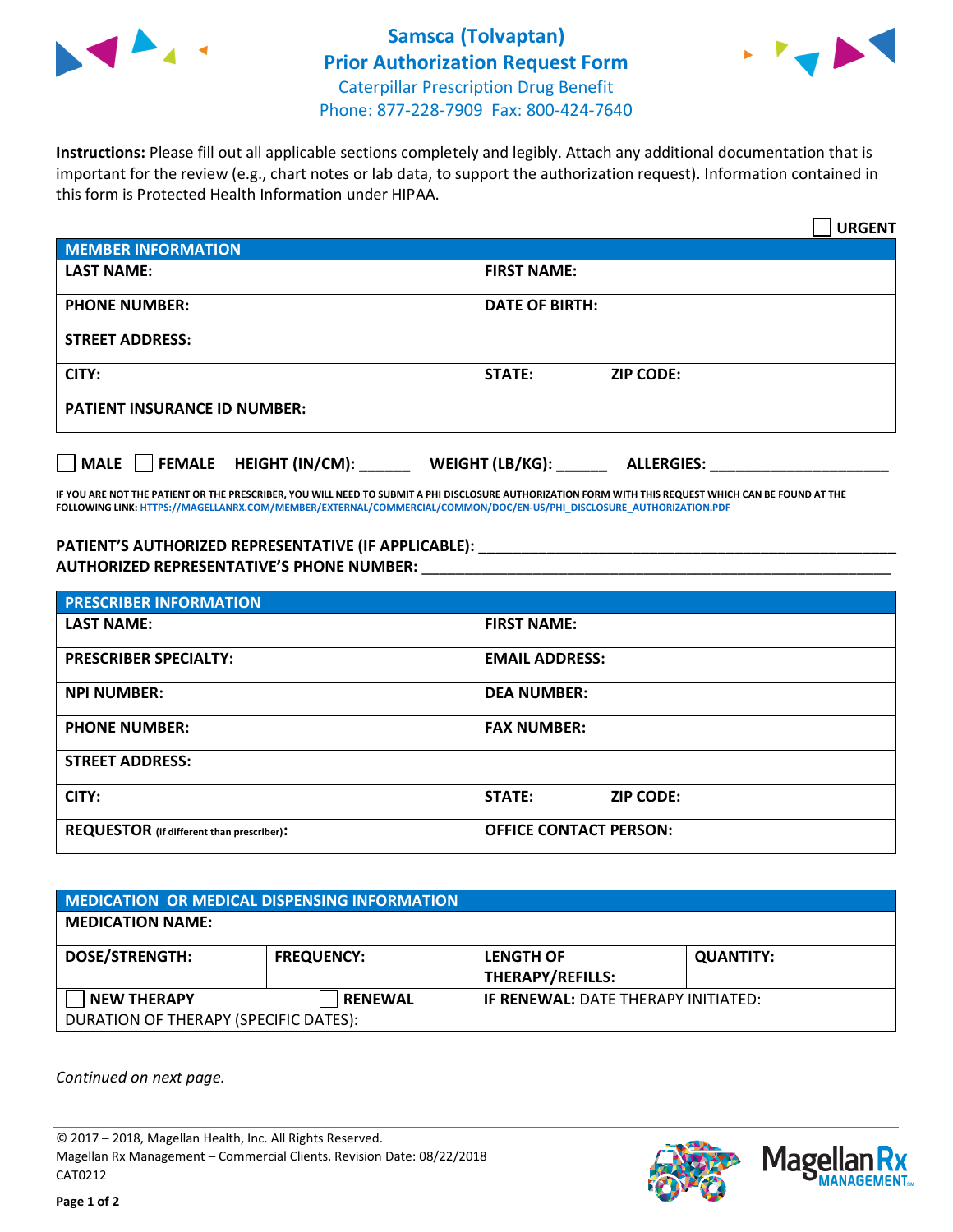# Samsca (Tolvaptan) Prior Authorization Request Form

Caterpillar Prescription Drug Benefit
Phone: 877-228-7909 Fax: 800-424-7640

**Instructions:** Please fill out all applicable sections completely and legibly. Attach any additional documentation that is important for the review (e.g., chart notes or lab data, to support the authorization request). Information contained in this form is Protected Health Information under HIPAA.

☐ **URGENT**

| MEMBER INFORMATION | |
|---|---|
| **LAST NAME:** | **FIRST NAME:** |
| **PHONE NUMBER:** | **DATE OF BIRTH:** |
| **STREET ADDRESS:** | |
| **CITY:** | **STATE:** **ZIP CODE:** |
| **PATIENT INSURANCE ID NUMBER:** | |

☐ **MALE** ☐ **FEMALE** **HEIGHT (IN/CM):** ______ **WEIGHT (LB/KG):** ______ **ALLERGIES:** ____________________

**IF YOU ARE NOT THE PATIENT OR THE PRESCRIBER, YOU WILL NEED TO SUBMIT A PHI DISCLOSURE AUTHORIZATION FORM WITH THIS REQUEST WHICH CAN BE FOUND AT THE FOLLOWING LINK: HTTPS://MAGELLANRX.COM/MEMBER/EXTERNAL/COMMERCIAL/COMMON/DOC/EN-US/PHI_DISCLOSURE_AUTHORIZATION.PDF**

**PATIENT'S AUTHORIZED REPRESENTATIVE (IF APPLICABLE):** ____________________________________________
**AUTHORIZED REPRESENTATIVE'S PHONE NUMBER:** ____________________________________________

| PRESCRIBER INFORMATION | |
|---|---|
| **LAST NAME:** | **FIRST NAME:** |
| **PRESCRIBER SPECIALTY:** | **EMAIL ADDRESS:** |
| **NPI NUMBER:** | **DEA NUMBER:** |
| **PHONE NUMBER:** | **FAX NUMBER:** |
| **STREET ADDRESS:** | |
| **CITY:** | **STATE:** **ZIP CODE:** |
| **REQUESTOR** (if different than prescriber): | **OFFICE CONTACT PERSON:** |

| MEDICATION OR MEDICAL DISPENSING INFORMATION | | | |
|---|---|---|---|
| **MEDICATION NAME:** | | | |
| **DOSE/STRENGTH:** | **FREQUENCY:** | **LENGTH OF THERAPY/REFILLS:** | **QUANTITY:** |
| ☐ **NEW THERAPY** | ☐ **RENEWAL** | **IF RENEWAL:** DATE THERAPY INITIATED: | |
| DURATION OF THERAPY (SPECIFIC DATES): | | | |

*Continued on next page.*

© 2017 – 2018, Magellan Health, Inc. All Rights Reserved.
Magellan Rx Management – Commercial Clients. Revision Date: 08/22/2018
CAT0212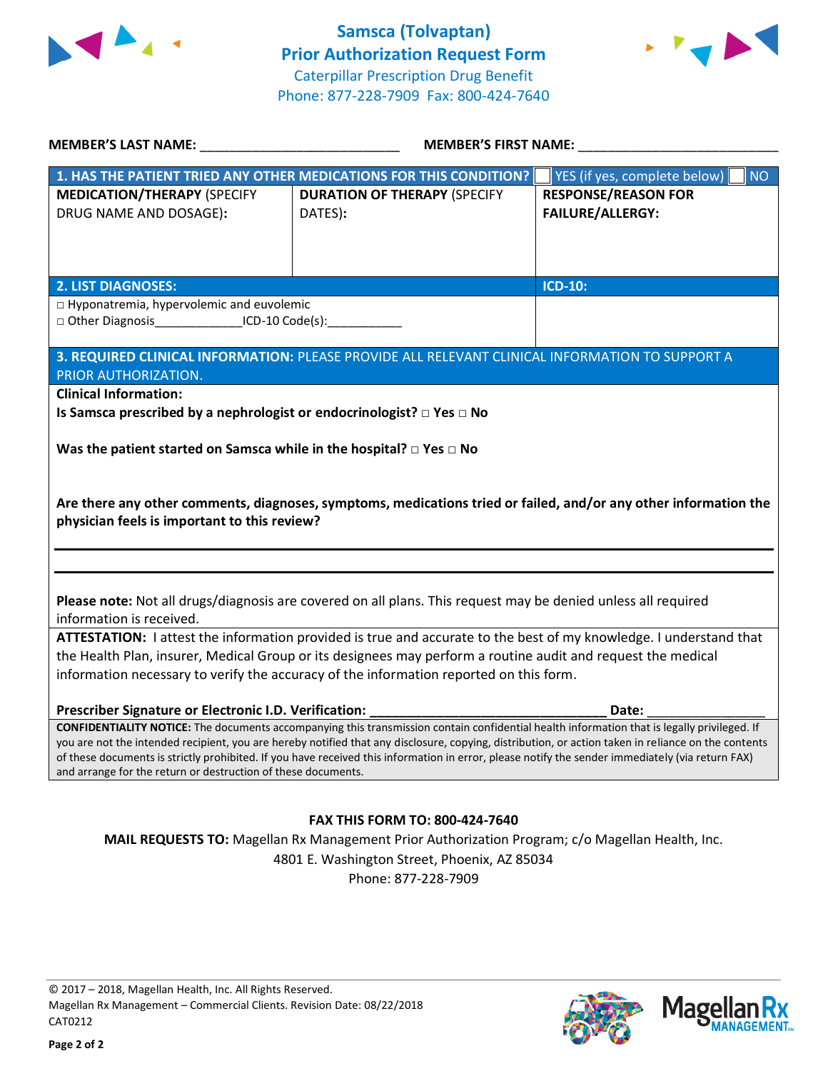# Samsca (Tolvaptan) Prior Authorization Request Form

Caterpillar Prescription Drug Benefit
Phone: 877-228-7909 Fax: 800-424-7640

**MEMBER'S LAST NAME:** ___________________________ **MEMBER'S FIRST NAME:** ___________________________

| **1. HAS THE PATIENT TRIED ANY OTHER MEDICATIONS FOR THIS CONDITION?** | | ☐ YES (if yes, complete below) ☐ NO |
|---|---|---|
| **MEDICATION/THERAPY** (SPECIFY DRUG NAME AND DOSAGE): | **DURATION OF THERAPY** (SPECIFY DATES): | **RESPONSE/REASON FOR FAILURE/ALLERGY:** |
| | | |

| **2. LIST DIAGNOSES:** | **ICD-10:** |
|---|---|
| □ Hyponatremia, hypervolemic and euvolemic<br>□ Other Diagnosis_____________ICD-10 Code(s):___________ | |

**3. REQUIRED CLINICAL INFORMATION:** PLEASE PROVIDE ALL RELEVANT CLINICAL INFORMATION TO SUPPORT A PRIOR AUTHORIZATION.

**Clinical Information:**

**Is Samsca prescribed by a nephrologist or endocrinologist?** □ **Yes** □ **No**

**Was the patient started on Samsca while in the hospital?** □ **Yes** □ **No**

**Are there any other comments, diagnoses, symptoms, medications tried or failed, and/or any other information the physician feels is important to this review?**

_______________________________________________________________________________

_______________________________________________________________________________

**Please note:** Not all drugs/diagnosis are covered on all plans. This request may be denied unless all required information is received.

**ATTESTATION:** I attest the information provided is true and accurate to the best of my knowledge. I understand that the Health Plan, insurer, Medical Group or its designees may perform a routine audit and request the medical information necessary to verify the accuracy of the information reported on this form.

**Prescriber Signature or Electronic I.D. Verification:** ________________________________ **Date:** ________________

**CONFIDENTIALITY NOTICE:** The documents accompanying this transmission contain confidential health information that is legally privileged. If you are not the intended recipient, you are hereby notified that any disclosure, copying, distribution, or action taken in reliance on the contents of these documents is strictly prohibited. If you have received this information in error, please notify the sender immediately (via return FAX) and arrange for the return or destruction of these documents.

**FAX THIS FORM TO: 800-424-7640**

**MAIL REQUESTS TO:** Magellan Rx Management Prior Authorization Program; c/o Magellan Health, Inc.
4801 E. Washington Street, Phoenix, AZ 85034
Phone: 877-228-7909

© 2017 – 2018, Magellan Health, Inc. All Rights Reserved.
Magellan Rx Management – Commercial Clients. Revision Date: 08/22/2018
CAT0212